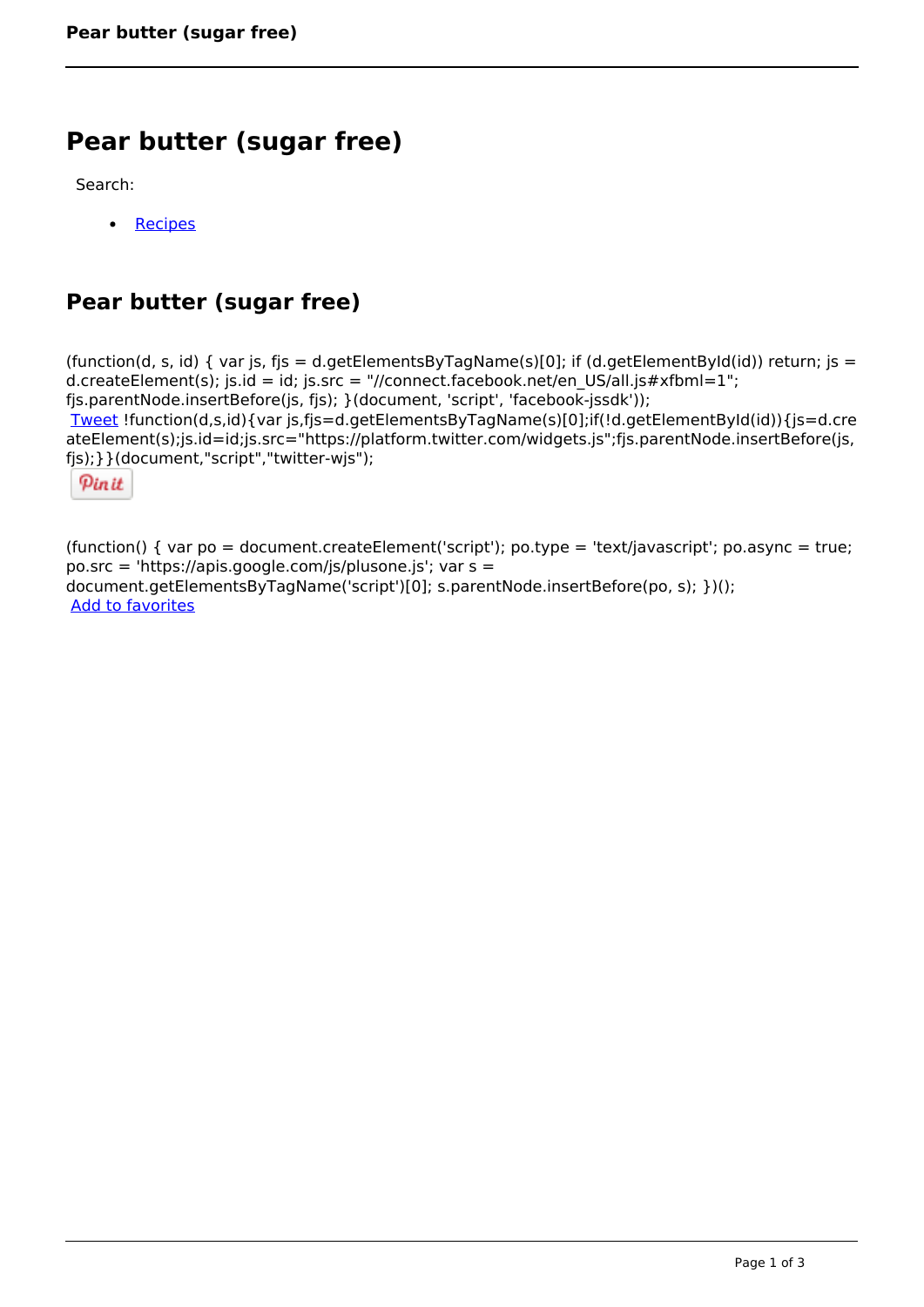# Pear butter (sugar free)

Search:

- Recipes

## Pear butter (sugar free)

```
(function(d, s, id) { var js, fjs = d.getElementsByTagName(s)[0]; if (d.getElementById(id)) return; js = d.createElement(s); js.id = id; js.src = "//connect.facebook.net/en_US/all.js#xfbml=1"; fjs.parentNode.insertBefore(js, fjs); }(document, 'script', 'facebook-jssdk'));
```

Tweet

```
!function(d,s,id){var js,fjs=d.getElementsByTagName(s)[0];if(!d.getElementById(id)){js=d.createElement(s);js.id=id;js.src="https://platform.twitter.com/widgets.js";fjs.parentNode.insertBefore(js,fjs);}}(document,"script","twitter-wjs");
```

Pin it

```
(function() { var po = document.createElement('script'); po.type = 'text/javascript'; po.async = true; po.src = 'https://apis.google.com/js/plusone.js'; var s = document.getElementsByTagName('script')[0]; s.parentNode.insertBefore(po, s); })();
```

Add to favorites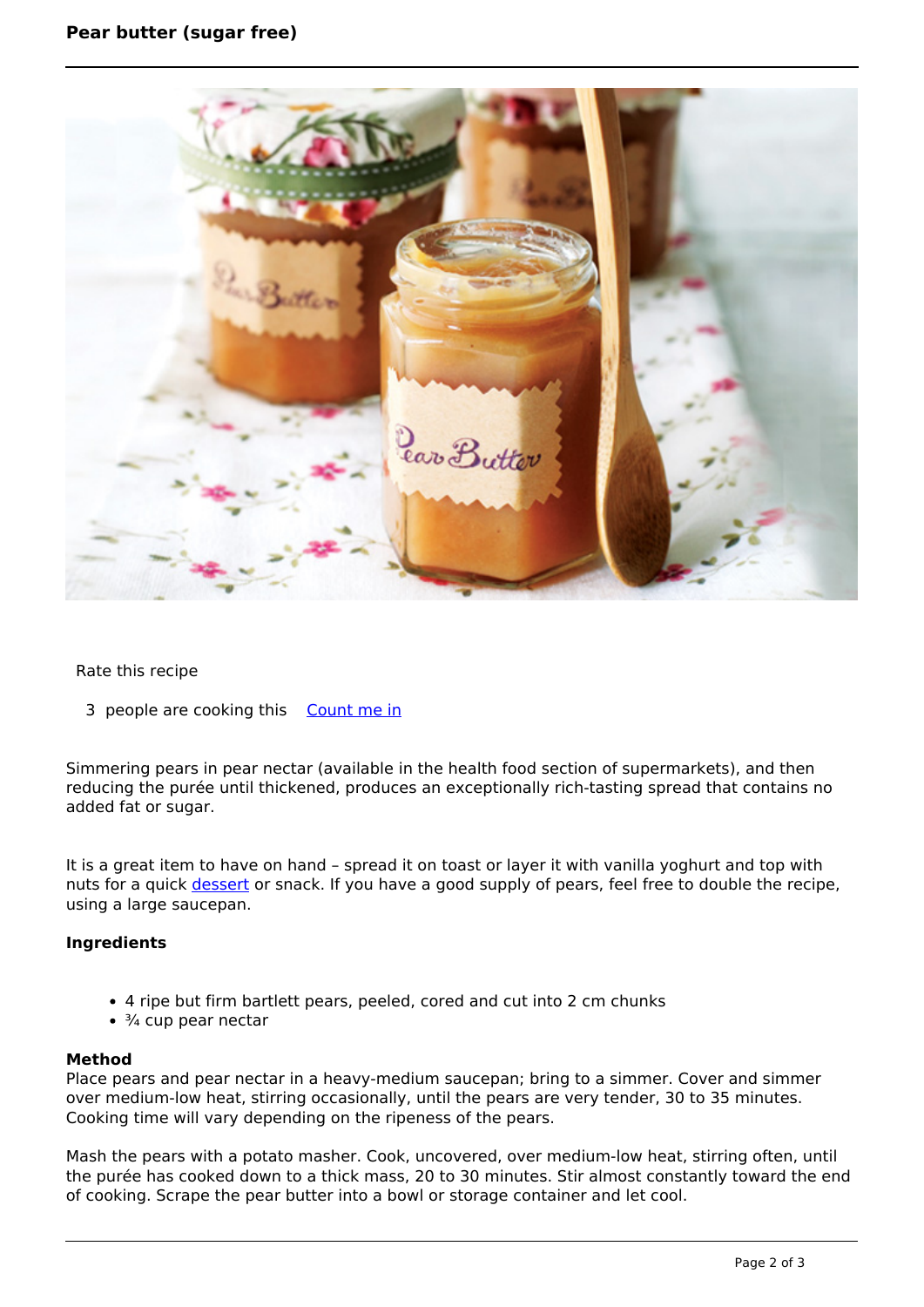# Pear butter (sugar free)

Rate this recipe

3 people are cooking this Count me in

Simmering pears in pear nectar (available in the health food section of supermarkets), and then reducing the purée until thickened, produces an exceptionally rich-tasting spread that contains no added fat or sugar.

It is a great item to have on hand – spread it on toast or layer it with vanilla yoghurt and top with nuts for a quick dessert or snack. If you have a good supply of pears, feel free to double the recipe, using a large saucepan.

### Ingredients

- 4 ripe but firm bartlett pears, peeled, cored and cut into 2 cm chunks
- ¾ cup pear nectar

### Method

Place pears and pear nectar in a heavy-medium saucepan; bring to a simmer. Cover and simmer over medium-low heat, stirring occasionally, until the pears are very tender, 30 to 35 minutes. Cooking time will vary depending on the ripeness of the pears.

Mash the pears with a potato masher. Cook, uncovered, over medium-low heat, stirring often, until the purée has cooked down to a thick mass, 20 to 30 minutes. Stir almost constantly toward the end of cooking. Scrape the pear butter into a bowl or storage container and let cool.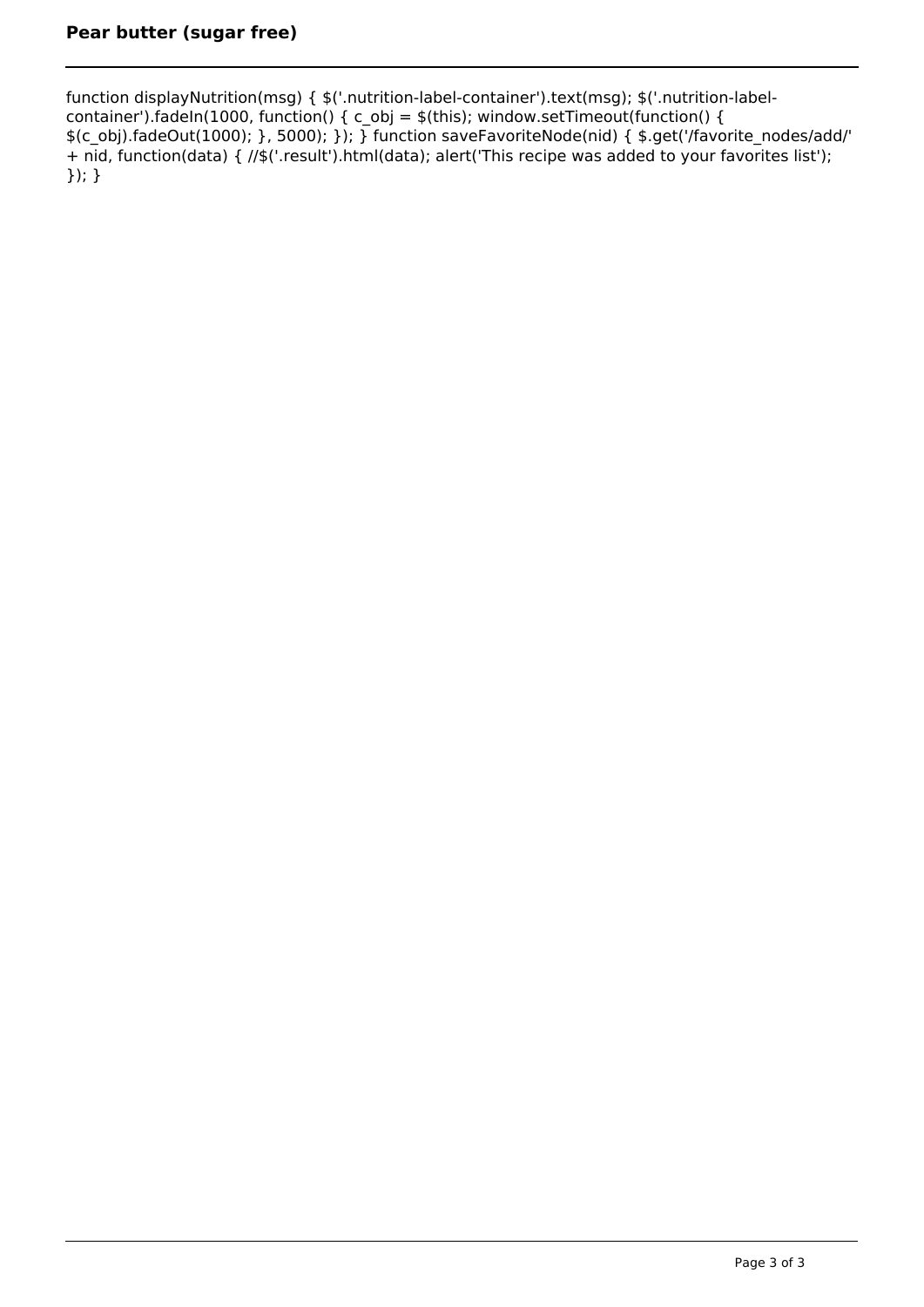```
function displayNutrition(msg) { $('.nutrition-label-container').text(msg); $('.nutrition-label-container').fadeIn(1000, function() { c_obj = $(this); window.setTimeout(function() { $(c_obj).fadeOut(1000); }, 5000); }); } function saveFavoriteNode(nid) { $.get('/favorite_nodes/add/' + nid, function(data) { //$('.result').html(data); alert('This recipe was added to your favorites list'); }); }
```